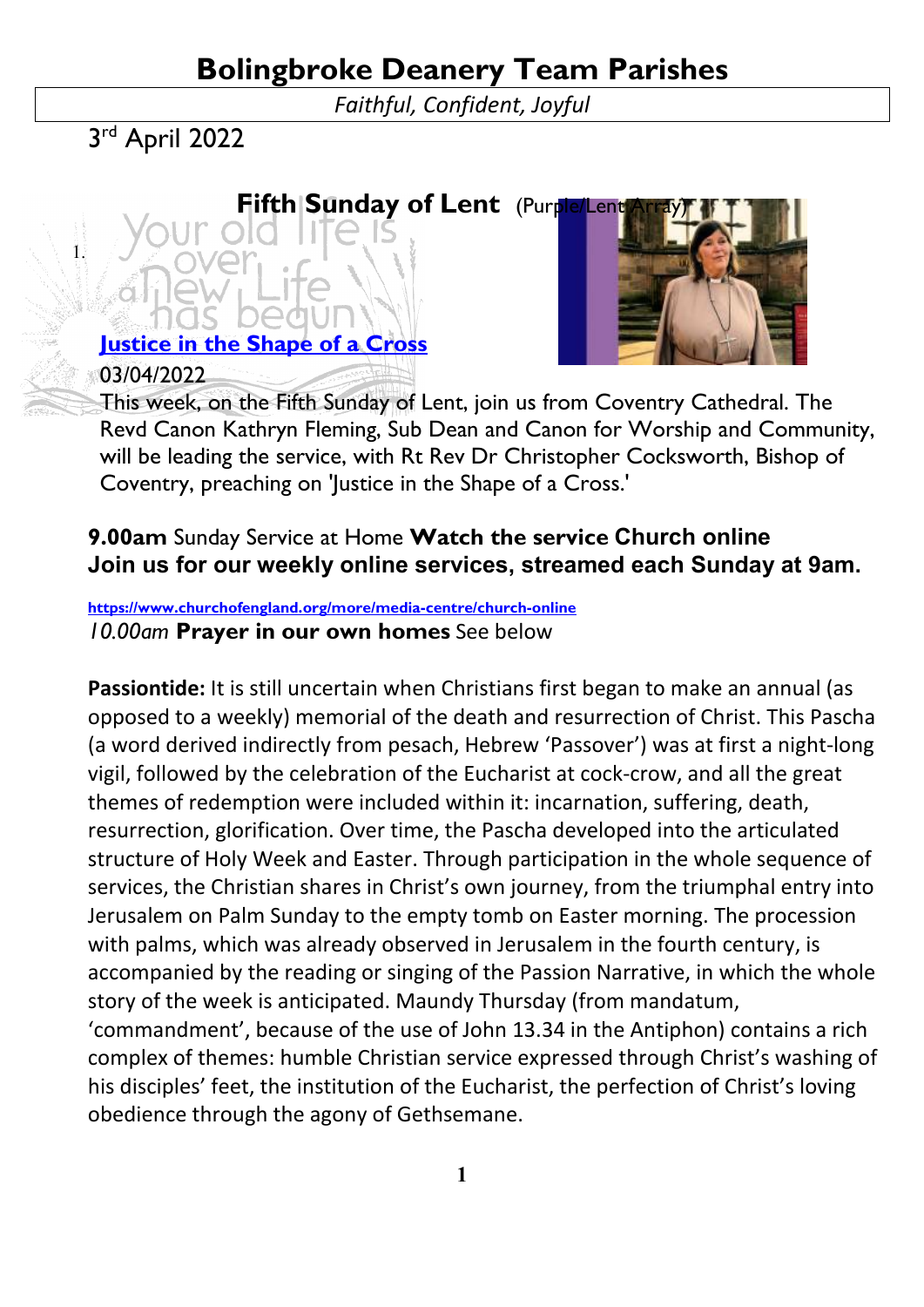# Bolingbroke Deanery Team Parishes

*Faithful, Confident, Joyful*

3rd April 2022

## Fifth Sunday of Lent (Purple/Lent Array)

Your old life is over, a New Life has begun

1. **Justice in the Shape of a Cross**

03/04/2022

This week, on the Fifth Sunday of Lent, join us from Coventry Cathedral. The Revd Canon Kathryn Fleming, Sub Dean and Canon for Worship and Community, will be leading the service, with Rt Rev Dr Christopher Cocksworth, Bishop of Coventry, preaching on 'Justice in the Shape of a Cross.'

**9.00am** Sunday Service at Home **Watch the service Church online**
**Join us for our weekly online services, streamed each Sunday at 9am.**

https://www.churchofengland.org/more/media-centre/church-online

*10.00am* **Prayer in our own homes** See below

**Passiontide:** It is still uncertain when Christians first began to make an annual (as opposed to a weekly) memorial of the death and resurrection of Christ. This Pascha (a word derived indirectly from pesach, Hebrew 'Passover') was at first a night-long vigil, followed by the celebration of the Eucharist at cock-crow, and all the great themes of redemption were included within it: incarnation, suffering, death, resurrection, glorification. Over time, the Pascha developed into the articulated structure of Holy Week and Easter. Through participation in the whole sequence of services, the Christian shares in Christ's own journey, from the triumphal entry into Jerusalem on Palm Sunday to the empty tomb on Easter morning. The procession with palms, which was already observed in Jerusalem in the fourth century, is accompanied by the reading or singing of the Passion Narrative, in which the whole story of the week is anticipated. Maundy Thursday (from mandatum, 'commandment', because of the use of John 13.34 in the Antiphon) contains a rich complex of themes: humble Christian service expressed through Christ's washing of his disciples' feet, the institution of the Eucharist, the perfection of Christ's loving obedience through the agony of Gethsemane.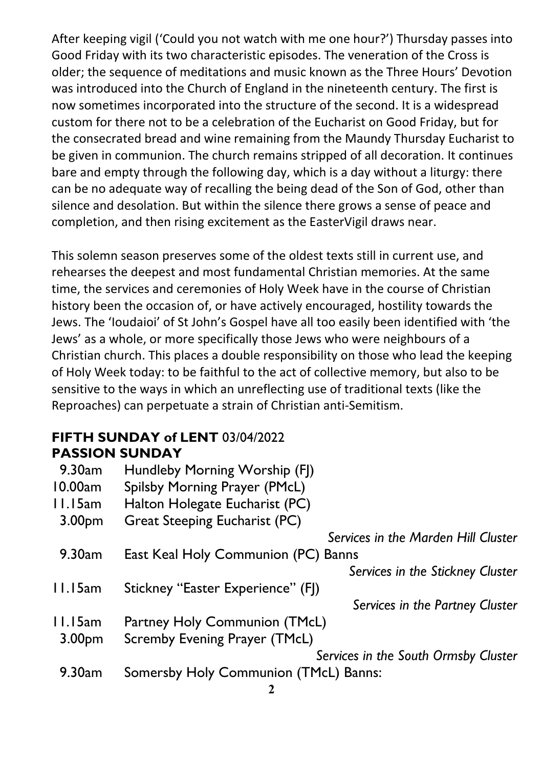After keeping vigil ('Could you not watch with me one hour?') Thursday passes into Good Friday with its two characteristic episodes. The veneration of the Cross is older; the sequence of meditations and music known as the Three Hours' Devotion was introduced into the Church of England in the nineteenth century. The first is now sometimes incorporated into the structure of the second. It is a widespread custom for there not to be a celebration of the Eucharist on Good Friday, but for the consecrated bread and wine remaining from the Maundy Thursday Eucharist to be given in communion. The church remains stripped of all decoration. It continues bare and empty through the following day, which is a day without a liturgy: there can be no adequate way of recalling the being dead of the Son of God, other than silence and desolation. But within the silence there grows a sense of peace and completion, and then rising excitement as the EasterVigil draws near.

This solemn season preserves some of the oldest texts still in current use, and rehearses the deepest and most fundamental Christian memories. At the same time, the services and ceremonies of Holy Week have in the course of Christian history been the occasion of, or have actively encouraged, hostility towards the Jews. The 'Ioudaioi' of St John's Gospel have all too easily been identified with 'the Jews' as a whole, or more specifically those Jews who were neighbours of a Christian church. This places a double responsibility on those who lead the keeping of Holy Week today: to be faithful to the act of collective memory, but also to be sensitive to the ways in which an unreflecting use of traditional texts (like the Reproaches) can perpetuate a strain of Christian anti-Semitism.

## FIFTH SUNDAY of LENT 03/04/2022
## PASSION SUNDAY

9.30am Hundleby Morning Worship (FJ)
10.00am Spilsby Morning Prayer (PMcL)
11.15am Halton Holegate Eucharist (PC)
3.00pm Great Steeping Eucharist (PC)

*Services in the Marden Hill Cluster*

9.30am East Keal Holy Communion (PC) Banns

*Services in the Stickney Cluster*

11.15am Stickney "Easter Experience" (FJ)

*Services in the Partney Cluster*

11.15am Partney Holy Communion (TMcL)
3.00pm Scremby Evening Prayer (TMcL)

*Services in the South Ormsby Cluster*

9.30am Somersby Holy Communion (TMcL) Banns: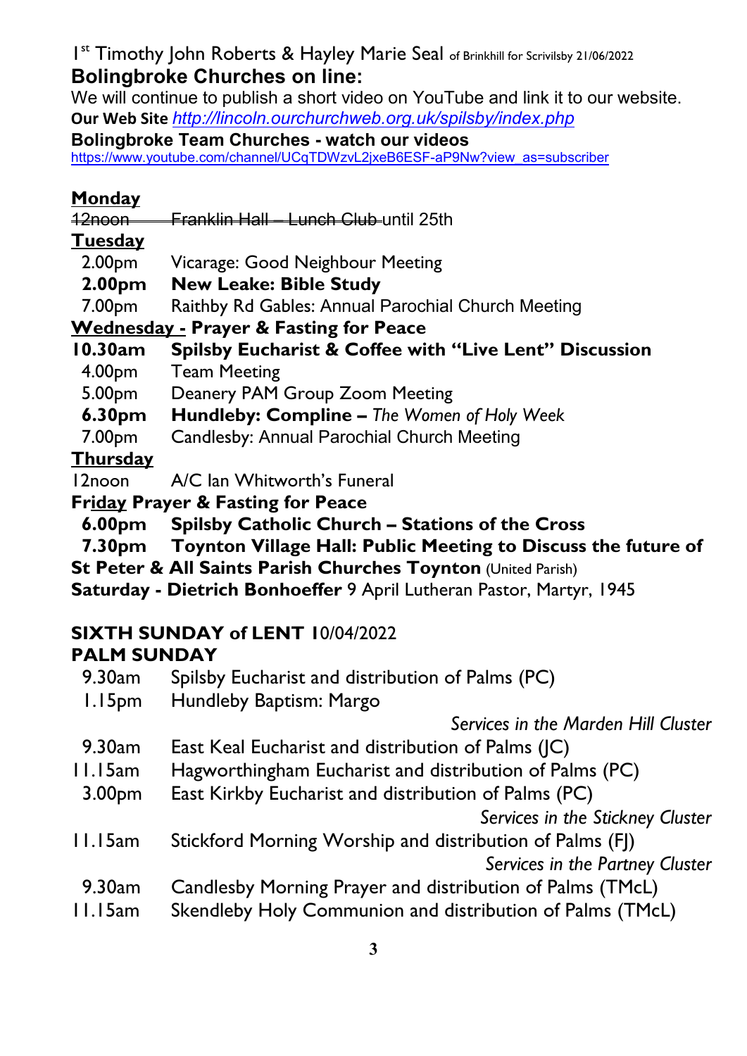1st Timothy John Roberts & Hayley Marie Seal of Brinkhill for Scrivilsby 21/06/2022

**Bolingbroke Churches on line:**

We will continue to publish a short video on YouTube and link it to our website.

**Our Web Site** *http://lincoln.ourchurchweb.org.uk/spilsby/index.php*

**Bolingbroke Team Churches - watch our videos**

https://www.youtube.com/channel/UCqTDWzvL2jxeB6ESF-aP9Nw?view_as=subscriber

**Monday**

~~12noon Franklin Hall – Lunch Club~~ until 25th

**Tuesday**

2.00pm Vicarage: Good Neighbour Meeting

**2.00pm New Leake: Bible Study**

7.00pm Raithby Rd Gables: Annual Parochial Church Meeting

**Wednesday - Prayer & Fasting for Peace**

**10.30am Spilsby Eucharist & Coffee with "Live Lent" Discussion**

4.00pm Team Meeting

5.00pm Deanery PAM Group Zoom Meeting

**6.30pm Hundleby: Compline –** *The Women of Holy Week*

7.00pm Candlesby: Annual Parochial Church Meeting

**Thursday**

12noon A/C Ian Whitworth's Funeral

**Friday Prayer & Fasting for Peace**

**6.00pm Spilsby Catholic Church – Stations of the Cross**

**7.30pm Toynton Village Hall: Public Meeting to Discuss the future of St Peter & All Saints Parish Churches Toynton** (United Parish)

**Saturday - Dietrich Bonhoeffer** 9 April Lutheran Pastor, Martyr, 1945

**SIXTH SUNDAY of LENT** 10/04/2022

**PALM SUNDAY**

9.30am Spilsby Eucharist and distribution of Palms (PC)

1.15pm Hundleby Baptism: Margo

*Services in the Marden Hill Cluster*

9.30am East Keal Eucharist and distribution of Palms (JC)

11.15am Hagworthingham Eucharist and distribution of Palms (PC)

3.00pm East Kirkby Eucharist and distribution of Palms (PC)

*Services in the Stickney Cluster*

11.15am Stickford Morning Worship and distribution of Palms (FJ)

*Services in the Partney Cluster*

9.30am Candlesby Morning Prayer and distribution of Palms (TMcL)

11.15am Skendleby Holy Communion and distribution of Palms (TMcL)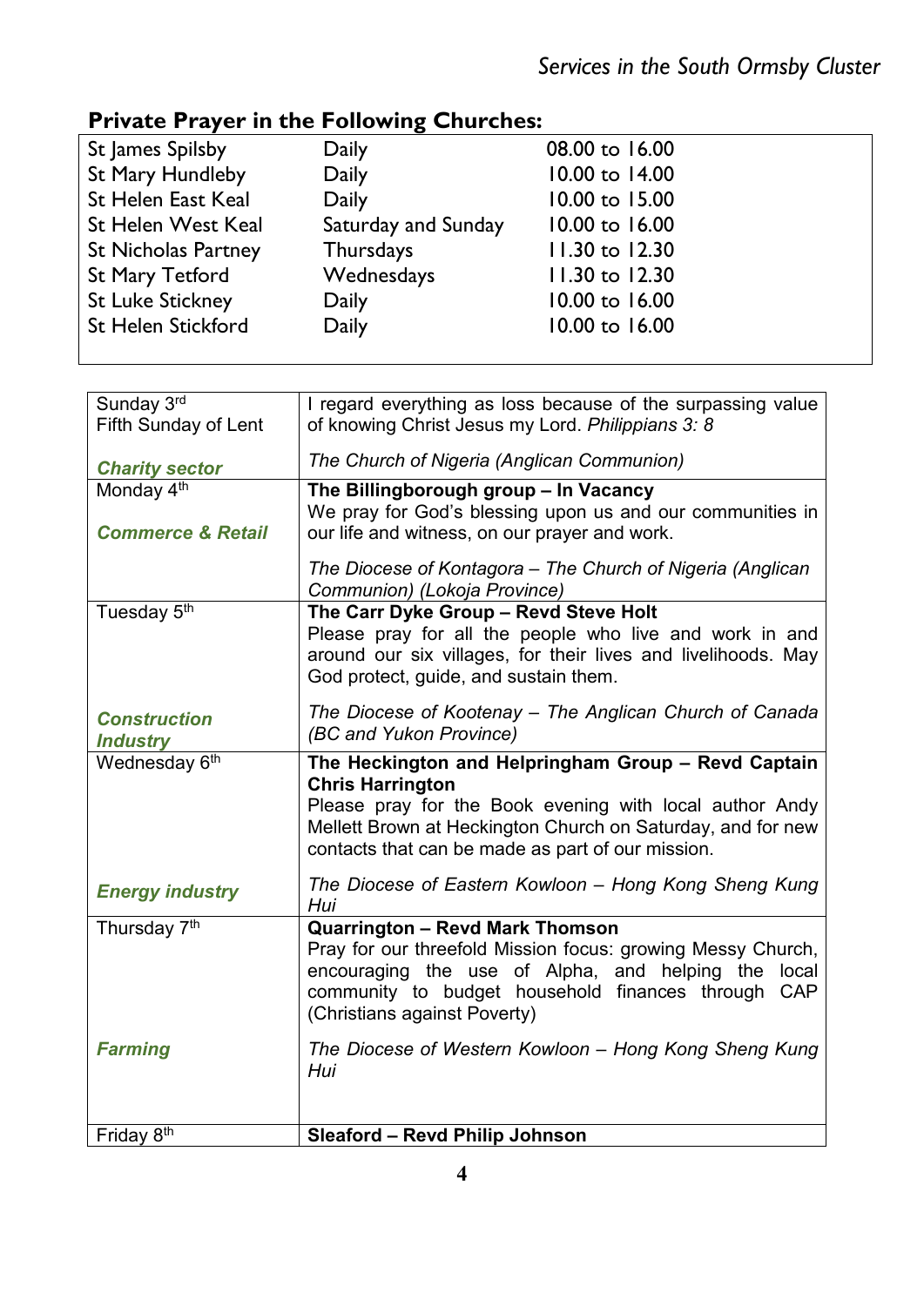## Private Prayer in the Following Churches:

| | | |
|---|---|---|
| St James Spilsby | Daily | 08.00 to 16.00 |
| St Mary Hundleby | Daily | 10.00 to 14.00 |
| St Helen East Keal | Daily | 10.00 to 15.00 |
| St Helen West Keal | Saturday and Sunday | 10.00 to 16.00 |
| St Nicholas Partney | Thursdays | 11.30 to 12.30 |
| St Mary Tetford | Wednesdays | 11.30 to 12.30 |
| St Luke Stickney | Daily | 10.00 to 16.00 |
| St Helen Stickford | Daily | 10.00 to 16.00 |

| | |
|---|---|
| Sunday 3rd<br>Fifth Sunday of Lent<br><br>***Charity sector*** | I regard everything as loss because of the surpassing value of knowing Christ Jesus my Lord. *Philippians 3: 8*<br><br>*The Church of Nigeria (Anglican Communion)* |
| Monday 4th<br><br>***Commerce & Retail*** | **The Billingborough group – In Vacancy**<br>We pray for God's blessing upon us and our communities in our life and witness, on our prayer and work.<br><br>*The Diocese of Kontagora – The Church of Nigeria (Anglican Communion) (Lokoja Province)* |
| Tuesday 5th<br><br>***Construction Industry*** | **The Carr Dyke Group – Revd Steve Holt**<br>Please pray for all the people who live and work in and around our six villages, for their lives and livelihoods. May God protect, guide, and sustain them.<br><br>*The Diocese of Kootenay – The Anglican Church of Canada (BC and Yukon Province)* |
| Wednesday 6th<br><br>***Energy industry*** | **The Heckington and Helpringham Group – Revd Captain Chris Harrington**<br>Please pray for the Book evening with local author Andy Mellett Brown at Heckington Church on Saturday, and for new contacts that can be made as part of our mission.<br><br>*The Diocese of Eastern Kowloon – Hong Kong Sheng Kung Hui* |
| Thursday 7th<br><br>***Farming*** | **Quarrington – Revd Mark Thomson**<br>Pray for our threefold Mission focus: growing Messy Church, encouraging the use of Alpha, and helping the local community to budget household finances through CAP (Christians against Poverty)<br><br>*The Diocese of Western Kowloon – Hong Kong Sheng Kung Hui* |
| Friday 8th | **Sleaford – Revd Philip Johnson** |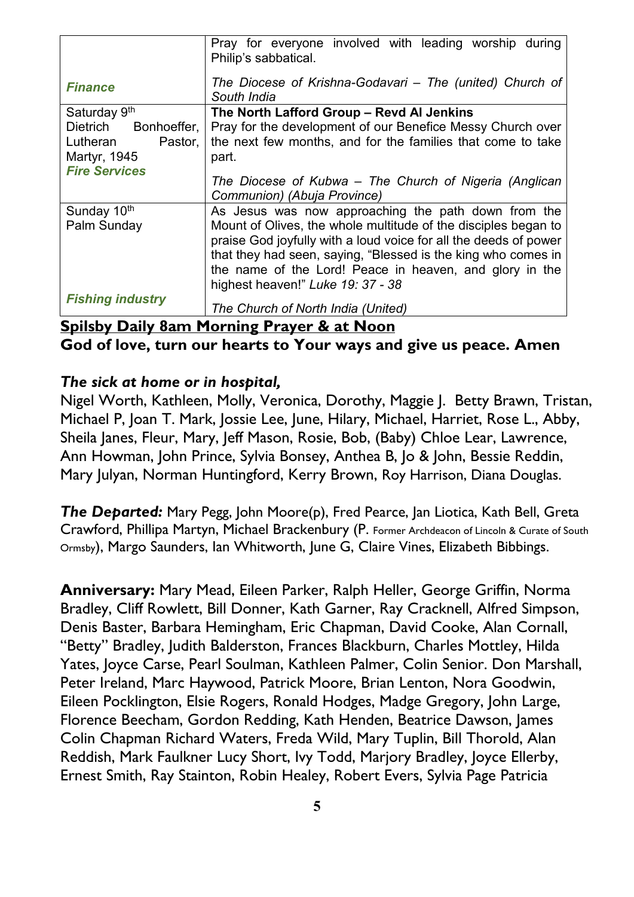| | |
|---|---|
| ***Finance*** | Pray for everyone involved with leading worship during Philip's sabbatical.<br><br>*The Diocese of Krishna-Godavari – The (united) Church of South India* |
| Saturday 9th<br>Dietrich Bonhoeffer, Lutheran Pastor, Martyr, 1945<br>***Fire Services*** | **The North Lafford Group – Revd Al Jenkins**<br>Pray for the development of our Benefice Messy Church over the next few months, and for the families that come to take part.<br><br>*The Diocese of Kubwa – The Church of Nigeria (Anglican Communion) (Abuja Province)* |
| Sunday 10th<br>Palm Sunday<br><br>***Fishing industry*** | As Jesus was now approaching the path down from the Mount of Olives, the whole multitude of the disciples began to praise God joyfully with a loud voice for all the deeds of power that they had seen, saying, "Blessed is the king who comes in the name of the Lord! Peace in heaven, and glory in the highest heaven!" *Luke 19: 37 - 38*<br><br>*The Church of North India (United)* |

**Spilsby Daily 8am Morning Prayer & at Noon**

**God of love, turn our hearts to Your ways and give us peace. Amen**

***The sick at home or in hospital,***
Nigel Worth, Kathleen, Molly, Veronica, Dorothy, Maggie J. Betty Brawn, Tristan, Michael P, Joan T. Mark, Jossie Lee, June, Hilary, Michael, Harriet, Rose L., Abby, Sheila Janes, Fleur, Mary, Jeff Mason, Rosie, Bob, (Baby) Chloe Lear, Lawrence, Ann Howman, John Prince, Sylvia Bonsey, Anthea B, Jo & John, Bessie Reddin, Mary Julyan, Norman Huntingford, Kerry Brown, Roy Harrison, Diana Douglas.

***The Departed:*** Mary Pegg, John Moore(p), Fred Pearce, Jan Liotica, Kath Bell, Greta Crawford, Phillipa Martyn, Michael Brackenbury (P. Former Archdeacon of Lincoln & Curate of South Ormsby), Margo Saunders, Ian Whitworth, June G, Claire Vines, Elizabeth Bibbings.

**Anniversary:** Mary Mead, Eileen Parker, Ralph Heller, George Griffin, Norma Bradley, Cliff Rowlett, Bill Donner, Kath Garner, Ray Cracknell, Alfred Simpson, Denis Baster, Barbara Hemingham, Eric Chapman, David Cooke, Alan Cornall, "Betty" Bradley, Judith Balderston, Frances Blackburn, Charles Mottley, Hilda Yates, Joyce Carse, Pearl Soulman, Kathleen Palmer, Colin Senior. Don Marshall, Peter Ireland, Marc Haywood, Patrick Moore, Brian Lenton, Nora Goodwin, Eileen Pocklington, Elsie Rogers, Ronald Hodges, Madge Gregory, John Large, Florence Beecham, Gordon Redding, Kath Henden, Beatrice Dawson, James Colin Chapman Richard Waters, Freda Wild, Mary Tuplin, Bill Thorold, Alan Reddish, Mark Faulkner Lucy Short, Ivy Todd, Marjory Bradley, Joyce Ellerby, Ernest Smith, Ray Stainton, Robin Healey, Robert Evers, Sylvia Page Patricia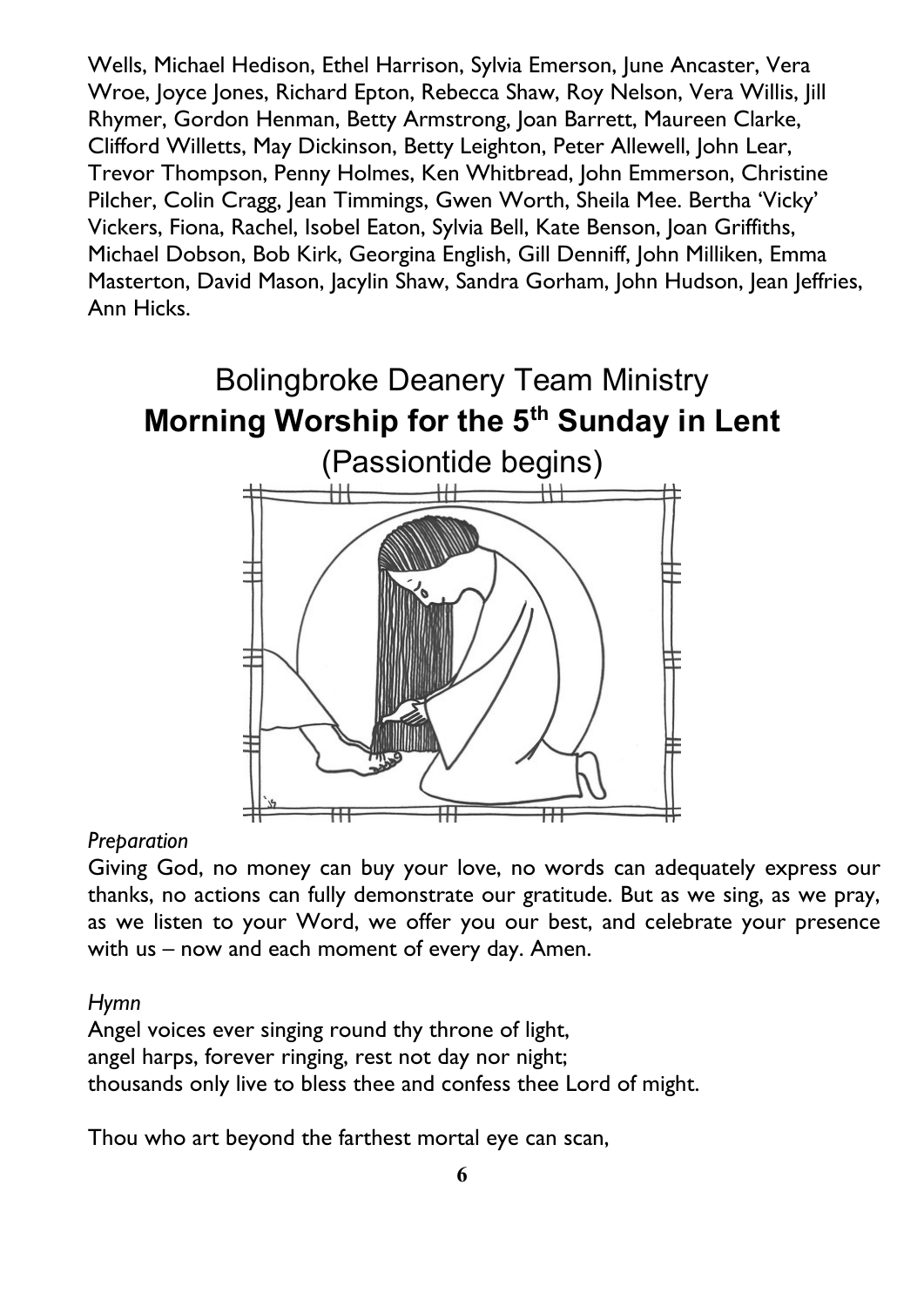Wells, Michael Hedison, Ethel Harrison, Sylvia Emerson, June Ancaster, Vera Wroe, Joyce Jones, Richard Epton, Rebecca Shaw, Roy Nelson, Vera Willis, Jill Rhymer, Gordon Henman, Betty Armstrong, Joan Barrett, Maureen Clarke, Clifford Willetts, May Dickinson, Betty Leighton, Peter Allewell, John Lear, Trevor Thompson, Penny Holmes, Ken Whitbread, John Emmerson, Christine Pilcher, Colin Cragg, Jean Timmings, Gwen Worth, Sheila Mee. Bertha 'Vicky' Vickers, Fiona, Rachel, Isobel Eaton, Sylvia Bell, Kate Benson, Joan Griffiths, Michael Dobson, Bob Kirk, Georgina English, Gill Denniff, John Milliken, Emma Masterton, David Mason, Jacylin Shaw, Sandra Gorham, John Hudson, Jean Jeffries, Ann Hicks.

# Bolingbroke Deanery Team Ministry

## **Morning Worship for the 5th Sunday in Lent**

(Passiontide begins)

*Preparation*

Giving God, no money can buy your love, no words can adequately express our thanks, no actions can fully demonstrate our gratitude. But as we sing, as we pray, as we listen to your Word, we offer you our best, and celebrate your presence with us – now and each moment of every day. Amen.

*Hymn*

Angel voices ever singing round thy throne of light,
angel harps, forever ringing, rest not day nor night;
thousands only live to bless thee and confess thee Lord of might.

Thou who art beyond the farthest mortal eye can scan,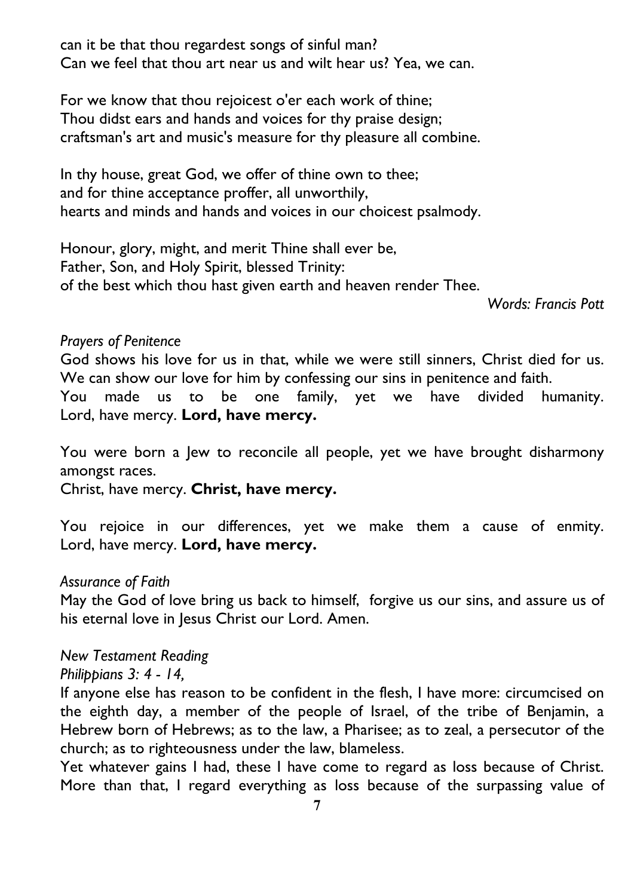can it be that thou regardest songs of sinful man?
Can we feel that thou art near us and wilt hear us? Yea, we can.

For we know that thou rejoicest o'er each work of thine;
Thou didst ears and hands and voices for thy praise design;
craftsman's art and music's measure for thy pleasure all combine.

In thy house, great God, we offer of thine own to thee;
and for thine acceptance proffer, all unworthily,
hearts and minds and hands and voices in our choicest psalmody.

Honour, glory, might, and merit Thine shall ever be,
Father, Son, and Holy Spirit, blessed Trinity:
of the best which thou hast given earth and heaven render Thee.

*Words: Francis Pott*

*Prayers of Penitence*

God shows his love for us in that, while we were still sinners, Christ died for us. We can show our love for him by confessing our sins in penitence and faith.
You made us to be one family, yet we have divided humanity. Lord, have mercy. **Lord, have mercy.**

You were born a Jew to reconcile all people, yet we have brought disharmony amongst races.
Christ, have mercy. **Christ, have mercy.**

You rejoice in our differences, yet we make them a cause of enmity. Lord, have mercy. **Lord, have mercy.**

*Assurance of Faith*

May the God of love bring us back to himself, forgive us our sins, and assure us of his eternal love in Jesus Christ our Lord. Amen.

*New Testament Reading*

*Philippians 3: 4 - 14,*

If anyone else has reason to be confident in the flesh, I have more: circumcised on the eighth day, a member of the people of Israel, of the tribe of Benjamin, a Hebrew born of Hebrews; as to the law, a Pharisee; as to zeal, a persecutor of the church; as to righteousness under the law, blameless.
Yet whatever gains I had, these I have come to regard as loss because of Christ. More than that, I regard everything as loss because of the surpassing value of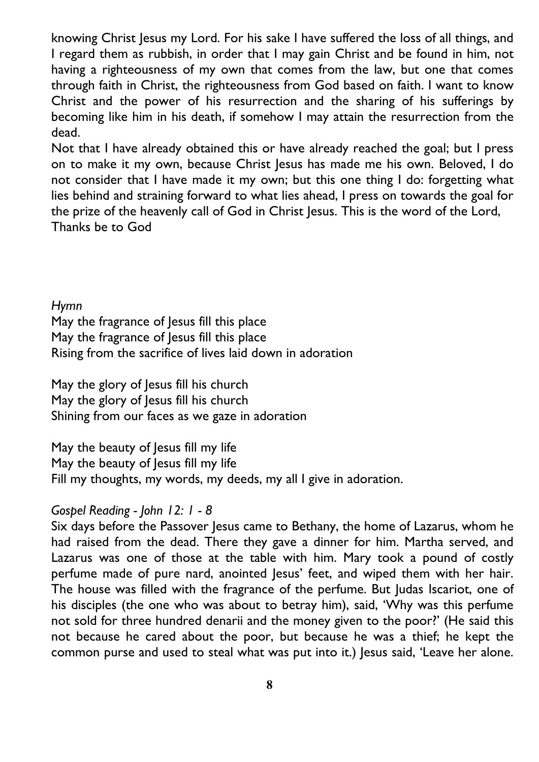knowing Christ Jesus my Lord. For his sake I have suffered the loss of all things, and I regard them as rubbish, in order that I may gain Christ and be found in him, not having a righteousness of my own that comes from the law, but one that comes through faith in Christ, the righteousness from God based on faith. I want to know Christ and the power of his resurrection and the sharing of his sufferings by becoming like him in his death, if somehow I may attain the resurrection from the dead.

Not that I have already obtained this or have already reached the goal; but I press on to make it my own, because Christ Jesus has made me his own. Beloved, I do not consider that I have made it my own; but this one thing I do: forgetting what lies behind and straining forward to what lies ahead, I press on towards the goal for the prize of the heavenly call of God in Christ Jesus. This is the word of the Lord,

Thanks be to God

*Hymn*

May the fragrance of Jesus fill this place
May the fragrance of Jesus fill this place
Rising from the sacrifice of lives laid down in adoration

May the glory of Jesus fill his church
May the glory of Jesus fill his church
Shining from our faces as we gaze in adoration

May the beauty of Jesus fill my life
May the beauty of Jesus fill my life
Fill my thoughts, my words, my deeds, my all I give in adoration.

*Gospel Reading - John 12: 1 - 8*

Six days before the Passover Jesus came to Bethany, the home of Lazarus, whom he had raised from the dead. There they gave a dinner for him. Martha served, and Lazarus was one of those at the table with him. Mary took a pound of costly perfume made of pure nard, anointed Jesus' feet, and wiped them with her hair. The house was filled with the fragrance of the perfume. But Judas Iscariot, one of his disciples (the one who was about to betray him), said, 'Why was this perfume not sold for three hundred denarii and the money given to the poor?' (He said this not because he cared about the poor, but because he was a thief; he kept the common purse and used to steal what was put into it.) Jesus said, 'Leave her alone.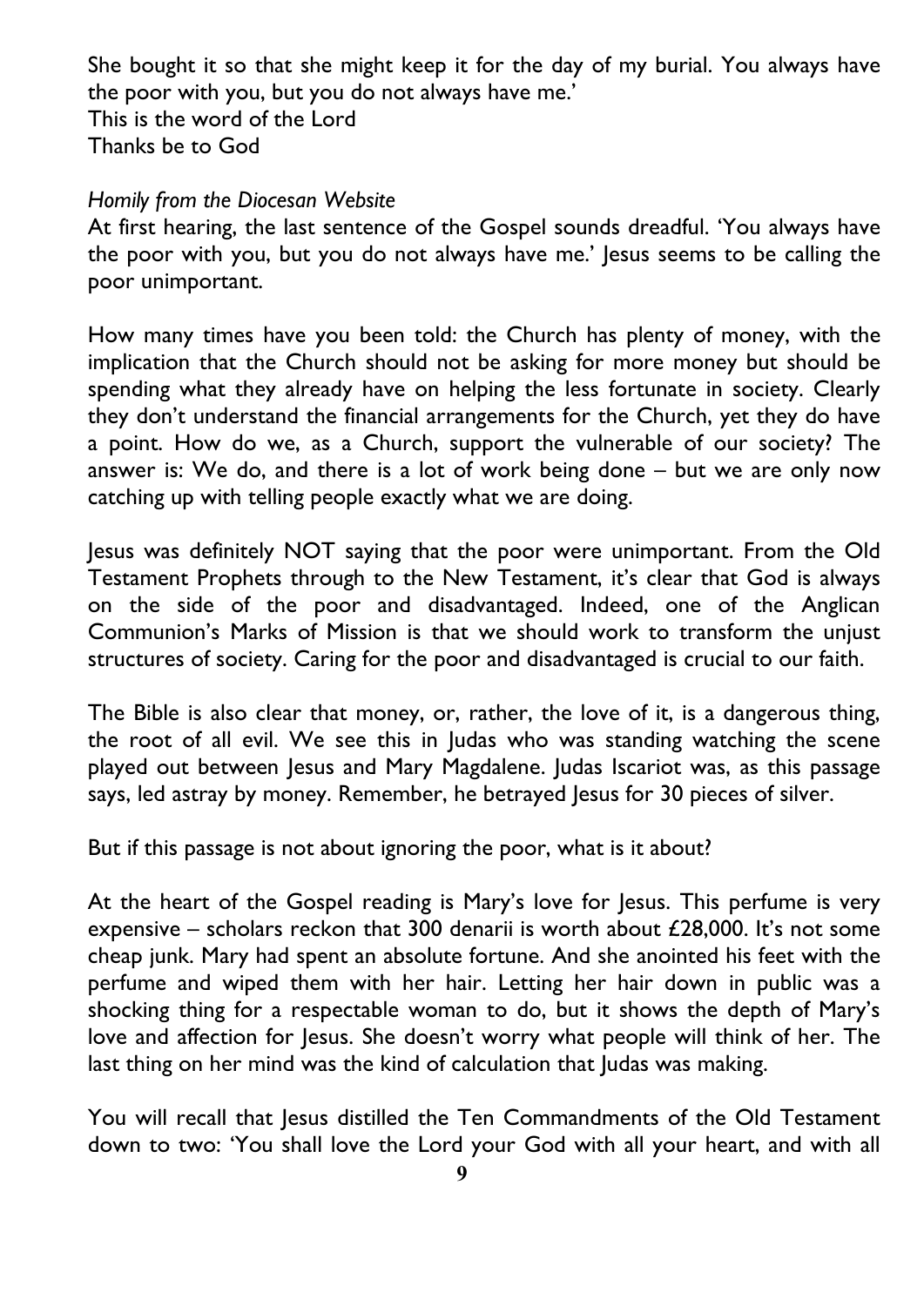She bought it so that she might keep it for the day of my burial. You always have the poor with you, but you do not always have me.'
This is the word of the Lord
Thanks be to God

*Homily from the Diocesan Website*

At first hearing, the last sentence of the Gospel sounds dreadful. 'You always have the poor with you, but you do not always have me.' Jesus seems to be calling the poor unimportant.

How many times have you been told: the Church has plenty of money, with the implication that the Church should not be asking for more money but should be spending what they already have on helping the less fortunate in society. Clearly they don't understand the financial arrangements for the Church, yet they do have a point. How do we, as a Church, support the vulnerable of our society? The answer is: We do, and there is a lot of work being done – but we are only now catching up with telling people exactly what we are doing.

Jesus was definitely NOT saying that the poor were unimportant. From the Old Testament Prophets through to the New Testament, it's clear that God is always on the side of the poor and disadvantaged. Indeed, one of the Anglican Communion's Marks of Mission is that we should work to transform the unjust structures of society. Caring for the poor and disadvantaged is crucial to our faith.

The Bible is also clear that money, or, rather, the love of it, is a dangerous thing, the root of all evil. We see this in Judas who was standing watching the scene played out between Jesus and Mary Magdalene. Judas Iscariot was, as this passage says, led astray by money. Remember, he betrayed Jesus for 30 pieces of silver.

But if this passage is not about ignoring the poor, what is it about?

At the heart of the Gospel reading is Mary's love for Jesus. This perfume is very expensive – scholars reckon that 300 denarii is worth about £28,000. It's not some cheap junk. Mary had spent an absolute fortune. And she anointed his feet with the perfume and wiped them with her hair. Letting her hair down in public was a shocking thing for a respectable woman to do, but it shows the depth of Mary's love and affection for Jesus. She doesn't worry what people will think of her. The last thing on her mind was the kind of calculation that Judas was making.

You will recall that Jesus distilled the Ten Commandments of the Old Testament down to two: 'You shall love the Lord your God with all your heart, and with all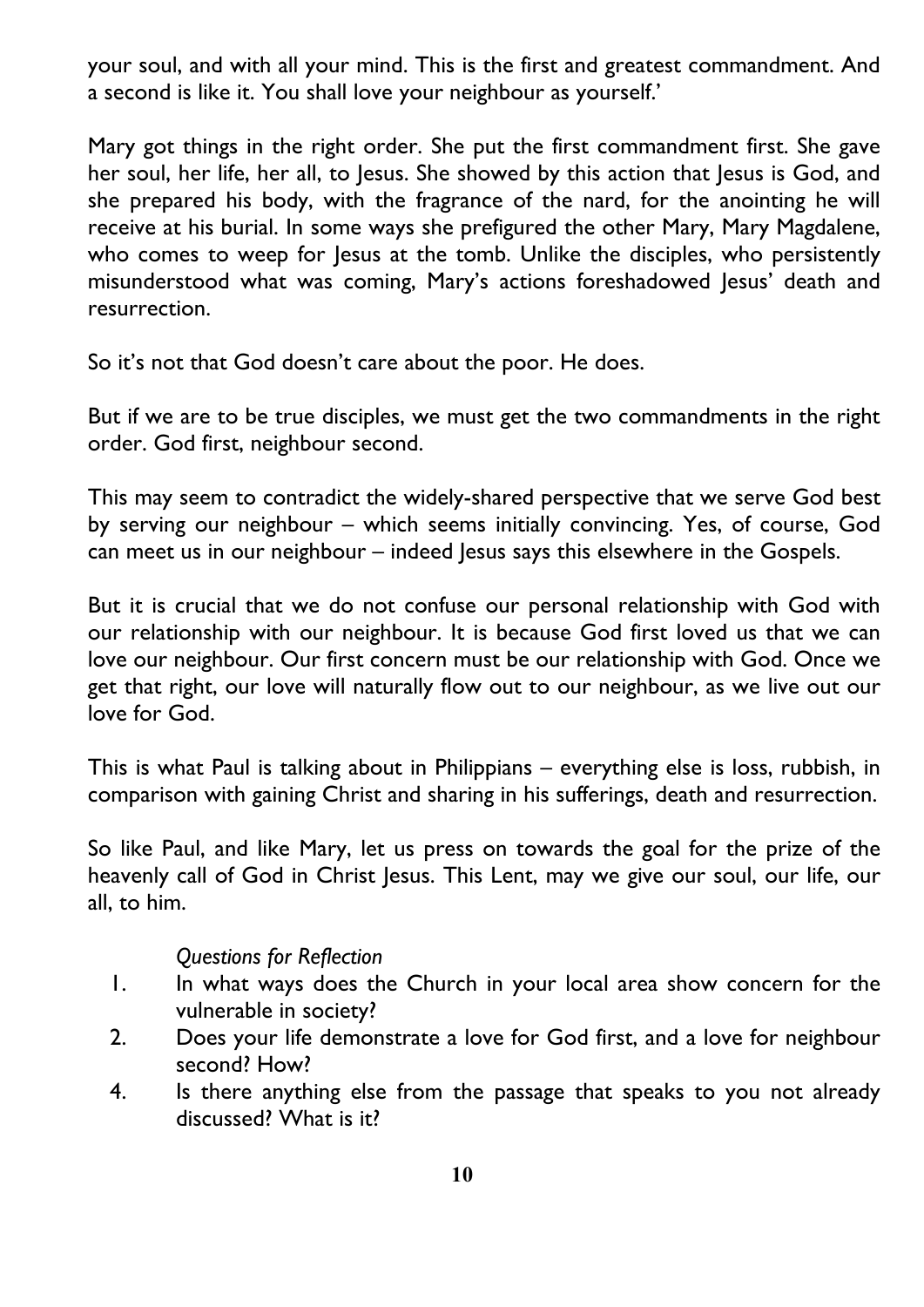your soul, and with all your mind. This is the first and greatest commandment. And a second is like it. You shall love your neighbour as yourself.'

Mary got things in the right order. She put the first commandment first. She gave her soul, her life, her all, to Jesus. She showed by this action that Jesus is God, and she prepared his body, with the fragrance of the nard, for the anointing he will receive at his burial. In some ways she prefigured the other Mary, Mary Magdalene, who comes to weep for Jesus at the tomb. Unlike the disciples, who persistently misunderstood what was coming, Mary's actions foreshadowed Jesus' death and resurrection.

So it's not that God doesn't care about the poor. He does.

But if we are to be true disciples, we must get the two commandments in the right order. God first, neighbour second.

This may seem to contradict the widely-shared perspective that we serve God best by serving our neighbour – which seems initially convincing. Yes, of course, God can meet us in our neighbour – indeed Jesus says this elsewhere in the Gospels.

But it is crucial that we do not confuse our personal relationship with God with our relationship with our neighbour. It is because God first loved us that we can love our neighbour. Our first concern must be our relationship with God. Once we get that right, our love will naturally flow out to our neighbour, as we live out our love for God.

This is what Paul is talking about in Philippians – everything else is loss, rubbish, in comparison with gaining Christ and sharing in his sufferings, death and resurrection.

So like Paul, and like Mary, let us press on towards the goal for the prize of the heavenly call of God in Christ Jesus. This Lent, may we give our soul, our life, our all, to him.

*Questions for Reflection*

1. In what ways does the Church in your local area show concern for the vulnerable in society?
2. Does your life demonstrate a love for God first, and a love for neighbour second? How?
4. Is there anything else from the passage that speaks to you not already discussed? What is it?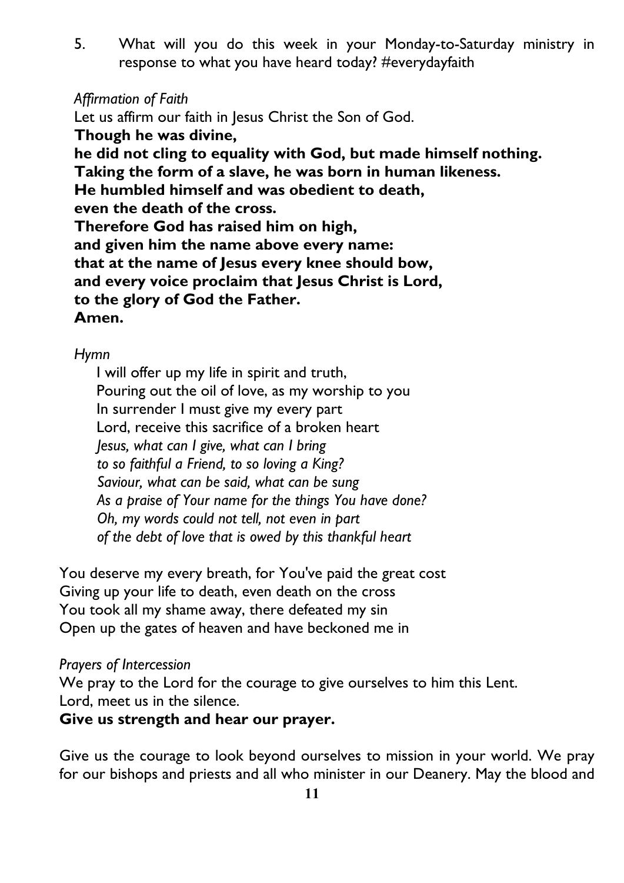5. What will you do this week in your Monday-to-Saturday ministry in response to what you have heard today? #everydayfaith

*Affirmation of Faith*

Let us affirm our faith in Jesus Christ the Son of God.

**Though he was divine,**
**he did not cling to equality with God, but made himself nothing.**
**Taking the form of a slave, he was born in human likeness.**
**He humbled himself and was obedient to death,**
**even the death of the cross.**
**Therefore God has raised him on high,**
**and given him the name above every name:**
**that at the name of Jesus every knee should bow,**
**and every voice proclaim that Jesus Christ is Lord,**
**to the glory of God the Father.**
**Amen.**

*Hymn*

I will offer up my life in spirit and truth,
Pouring out the oil of love, as my worship to you
In surrender I must give my every part
Lord, receive this sacrifice of a broken heart
*Jesus, what can I give, what can I bring*
*to so faithful a Friend, to so loving a King?*
*Saviour, what can be said, what can be sung*
*As a praise of Your name for the things You have done?*
*Oh, my words could not tell, not even in part*
*of the debt of love that is owed by this thankful heart*

You deserve my every breath, for You've paid the great cost
Giving up your life to death, even death on the cross
You took all my shame away, there defeated my sin
Open up the gates of heaven and have beckoned me in

*Prayers of Intercession*

We pray to the Lord for the courage to give ourselves to him this Lent.
Lord, meet us in the silence.
**Give us strength and hear our prayer.**

Give us the courage to look beyond ourselves to mission in your world. We pray for our bishops and priests and all who minister in our Deanery. May the blood and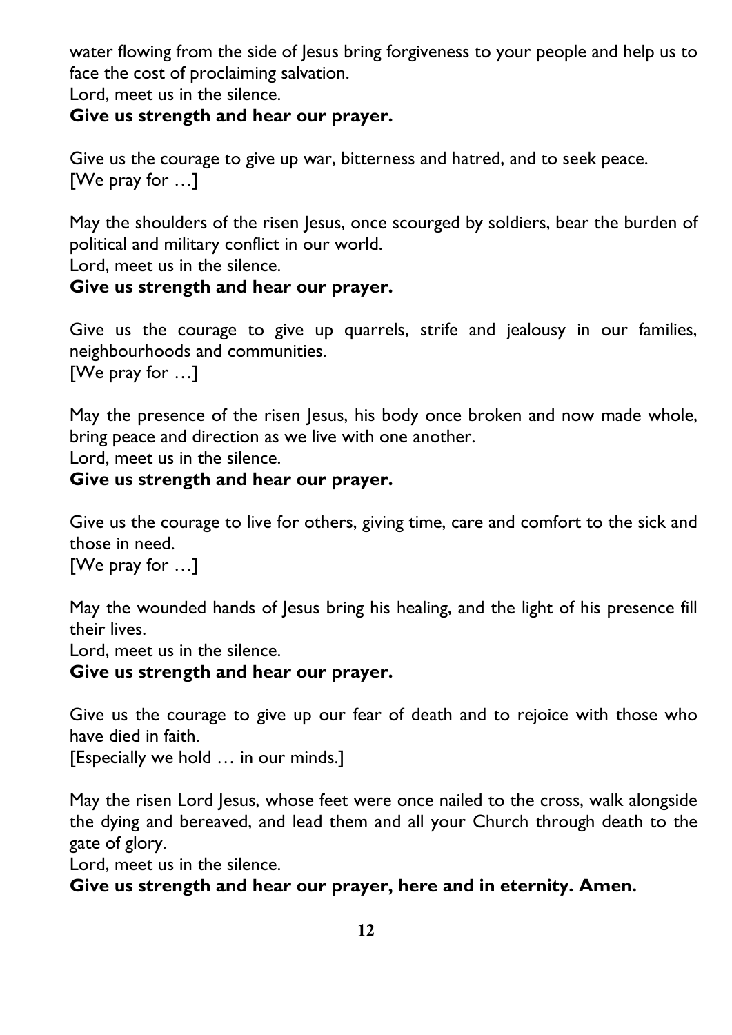water flowing from the side of Jesus bring forgiveness to your people and help us to face the cost of proclaiming salvation.
Lord, meet us in the silence.
**Give us strength and hear our prayer.**

Give us the courage to give up war, bitterness and hatred, and to seek peace.
[We pray for …]

May the shoulders of the risen Jesus, once scourged by soldiers, bear the burden of political and military conflict in our world.
Lord, meet us in the silence.
**Give us strength and hear our prayer.**

Give us the courage to give up quarrels, strife and jealousy in our families, neighbourhoods and communities.
[We pray for …]

May the presence of the risen Jesus, his body once broken and now made whole, bring peace and direction as we live with one another.
Lord, meet us in the silence.
**Give us strength and hear our prayer.**

Give us the courage to live for others, giving time, care and comfort to the sick and those in need.
[We pray for …]

May the wounded hands of Jesus bring his healing, and the light of his presence fill their lives.
Lord, meet us in the silence.
**Give us strength and hear our prayer.**

Give us the courage to give up our fear of death and to rejoice with those who have died in faith.
[Especially we hold … in our minds.]

May the risen Lord Jesus, whose feet were once nailed to the cross, walk alongside the dying and bereaved, and lead them and all your Church through death to the gate of glory.
Lord, meet us in the silence.
**Give us strength and hear our prayer, here and in eternity. Amen.**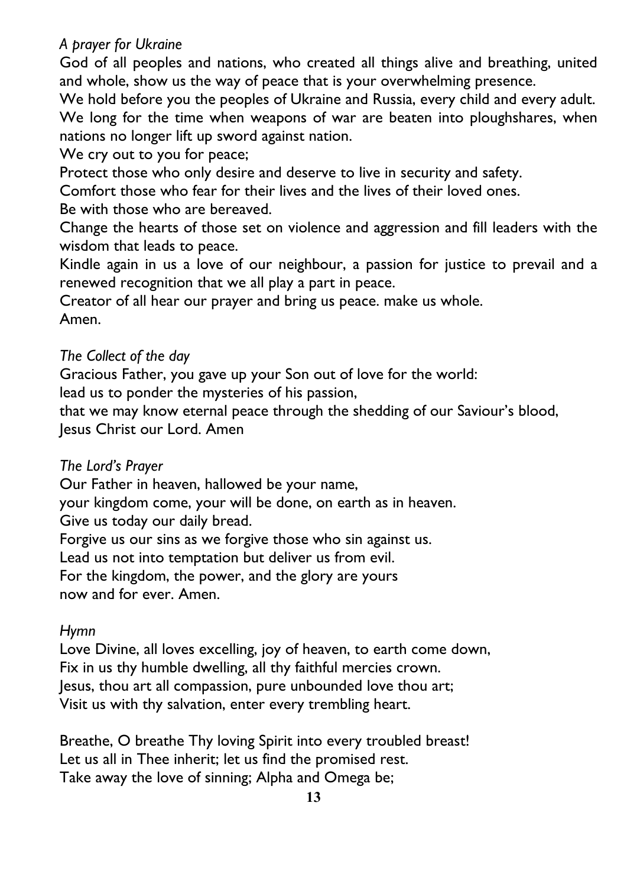*A prayer for Ukraine*

God of all peoples and nations, who created all things alive and breathing, united and whole, show us the way of peace that is your overwhelming presence.

We hold before you the peoples of Ukraine and Russia, every child and every adult. We long for the time when weapons of war are beaten into ploughshares, when nations no longer lift up sword against nation.

We cry out to you for peace;

Protect those who only desire and deserve to live in security and safety.

Comfort those who fear for their lives and the lives of their loved ones.

Be with those who are bereaved.

Change the hearts of those set on violence and aggression and fill leaders with the wisdom that leads to peace.

Kindle again in us a love of our neighbour, a passion for justice to prevail and a renewed recognition that we all play a part in peace.

Creator of all hear our prayer and bring us peace. make us whole.

Amen.

*The Collect of the day*

Gracious Father, you gave up your Son out of love for the world:
lead us to ponder the mysteries of his passion,
that we may know eternal peace through the shedding of our Saviour's blood,
Jesus Christ our Lord. Amen

*The Lord's Prayer*

Our Father in heaven, hallowed be your name,
your kingdom come, your will be done, on earth as in heaven.
Give us today our daily bread.
Forgive us our sins as we forgive those who sin against us.
Lead us not into temptation but deliver us from evil.
For the kingdom, the power, and the glory are yours
now and for ever. Amen.

*Hymn*

Love Divine, all loves excelling, joy of heaven, to earth come down,
Fix in us thy humble dwelling, all thy faithful mercies crown.
Jesus, thou art all compassion, pure unbounded love thou art;
Visit us with thy salvation, enter every trembling heart.

Breathe, O breathe Thy loving Spirit into every troubled breast!
Let us all in Thee inherit; let us find the promised rest.
Take away the love of sinning; Alpha and Omega be;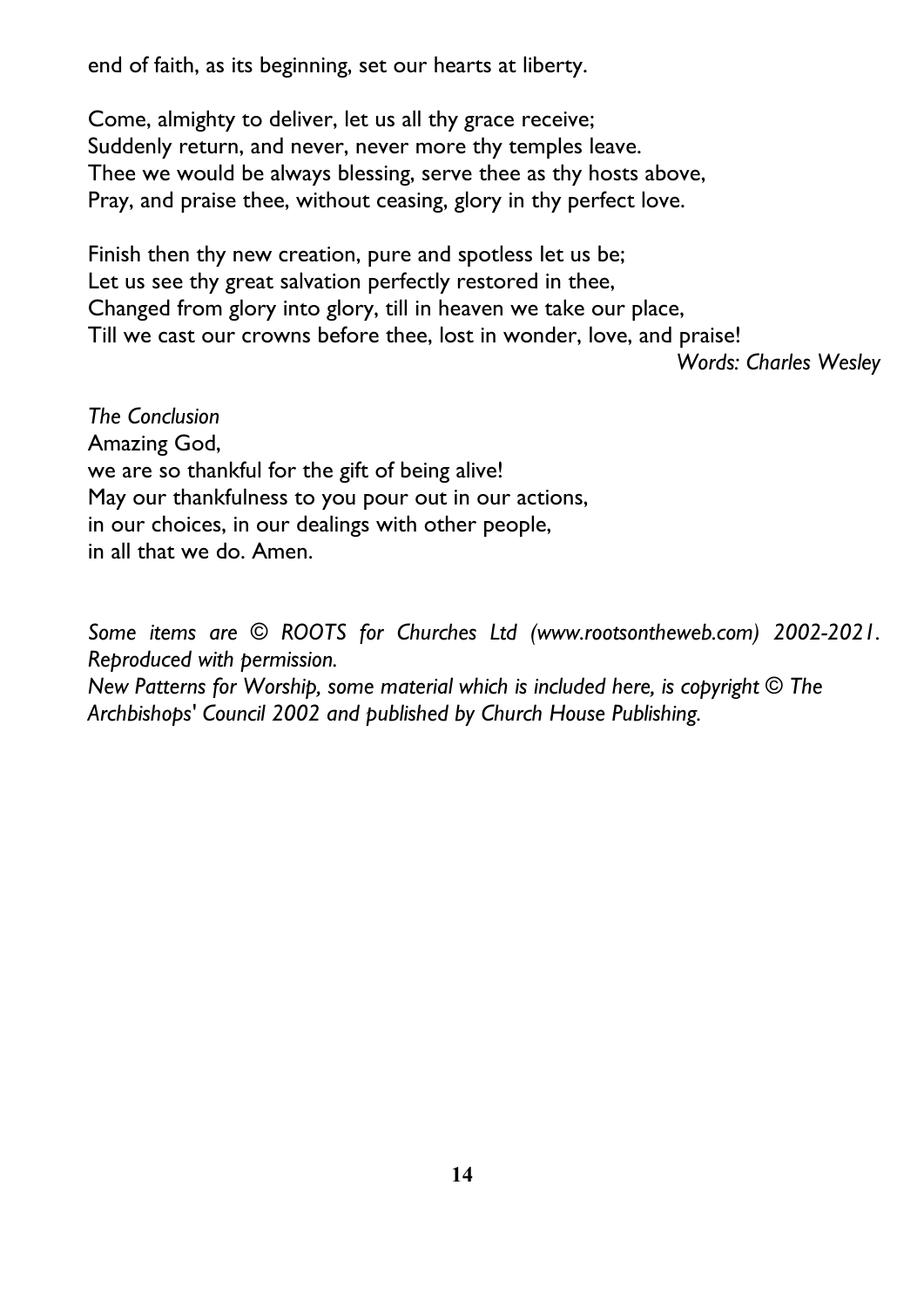end of faith, as its beginning, set our hearts at liberty.

Come, almighty to deliver, let us all thy grace receive;
Suddenly return, and never, never more thy temples leave.
Thee we would be always blessing, serve thee as thy hosts above,
Pray, and praise thee, without ceasing, glory in thy perfect love.

Finish then thy new creation, pure and spotless let us be;
Let us see thy great salvation perfectly restored in thee,
Changed from glory into glory, till in heaven we take our place,
Till we cast our crowns before thee, lost in wonder, love, and praise!

*Words: Charles Wesley*

*The Conclusion*
Amazing God,
we are so thankful for the gift of being alive!
May our thankfulness to you pour out in our actions,
in our choices, in our dealings with other people,
in all that we do. Amen.

*Some items are © ROOTS for Churches Ltd (www.rootsontheweb.com) 2002-2021. Reproduced with permission.*
*New Patterns for Worship, some material which is included here, is copyright © The Archbishops' Council 2002 and published by Church House Publishing.*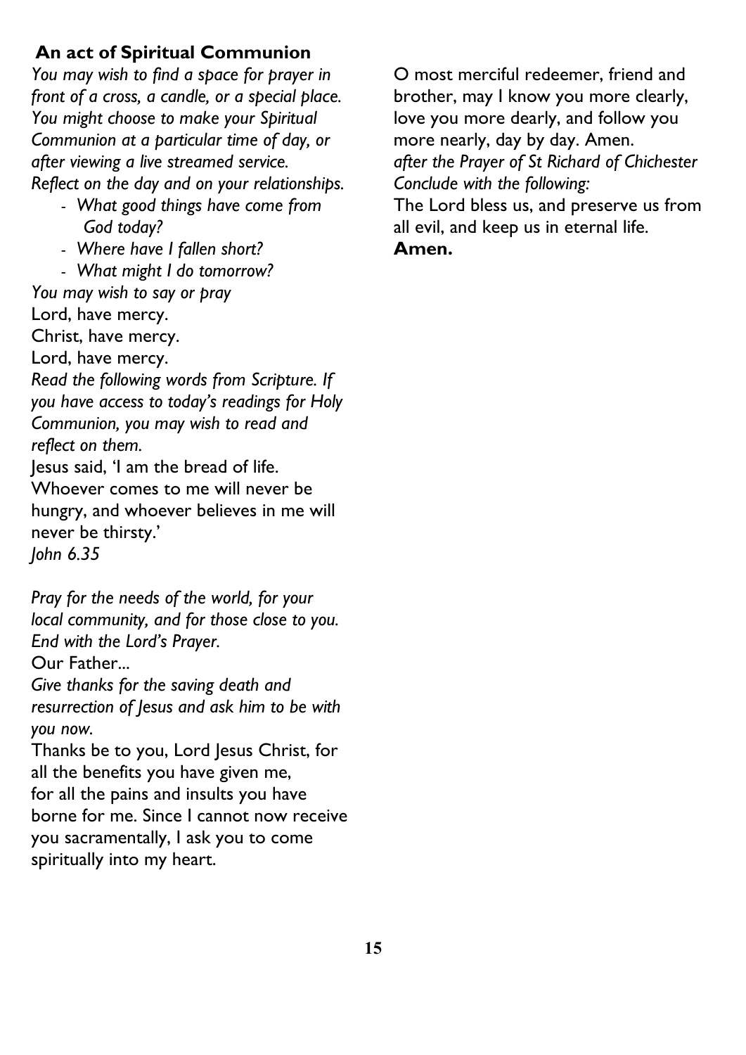## An act of Spiritual Communion

*You may wish to find a space for prayer in front of a cross, a candle, or a special place. You might choose to make your Spiritual Communion at a particular time of day, or after viewing a live streamed service. Reflect on the day and on your relationships.*

- *What good things have come from God today?*
- *Where have I fallen short?*
- *What might I do tomorrow?*

*You may wish to say or pray*

Lord, have mercy.
Christ, have mercy.
Lord, have mercy.

*Read the following words from Scripture. If you have access to today's readings for Holy Communion, you may wish to read and reflect on them.*

Jesus said, 'I am the bread of life. Whoever comes to me will never be hungry, and whoever believes in me will never be thirsty.'
*John 6.35*

*Pray for the needs of the world, for your local community, and for those close to you. End with the Lord's Prayer.*

Our Father...

*Give thanks for the saving death and resurrection of Jesus and ask him to be with you now.*

Thanks be to you, Lord Jesus Christ, for all the benefits you have given me, for all the pains and insults you have borne for me. Since I cannot now receive you sacramentally, I ask you to come spiritually into my heart.

O most merciful redeemer, friend and brother, may I know you more clearly, love you more dearly, and follow you more nearly, day by day. Amen.
*after the Prayer of St Richard of Chichester*

*Conclude with the following:*

The Lord bless us, and preserve us from all evil, and keep us in eternal life.
**Amen.**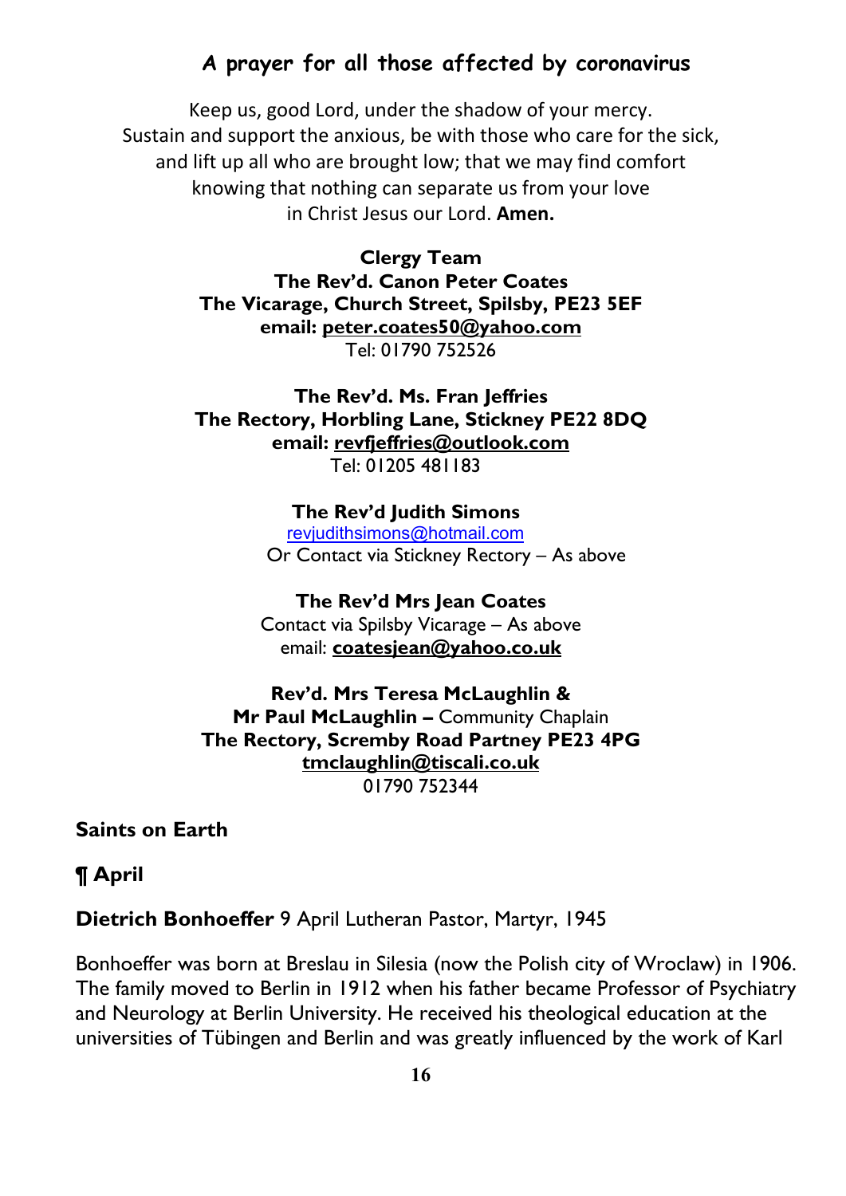## A prayer for all those affected by coronavirus

Keep us, good Lord, under the shadow of your mercy.
Sustain and support the anxious, be with those who care for the sick,
and lift up all who are brought low; that we may find comfort
knowing that nothing can separate us from your love
in Christ Jesus our Lord. **Amen.**

**Clergy Team**
**The Rev'd. Canon Peter Coates**
**The Vicarage, Church Street, Spilsby, PE23 5EF**
**email: peter.coates50@yahoo.com**
Tel: 01790 752526

**The Rev'd. Ms. Fran Jeffries**
**The Rectory, Horbling Lane, Stickney PE22 8DQ**
**email: revfjeffries@outlook.com**
Tel: 01205 481183

**The Rev'd Judith Simons**
revjudithsimons@hotmail.com
Or Contact via Stickney Rectory – As above

**The Rev'd Mrs Jean Coates**
Contact via Spilsby Vicarage – As above
email: **coatesjean@yahoo.co.uk**

**Rev'd. Mrs Teresa McLaughlin &**
**Mr Paul McLaughlin –** Community Chaplain
**The Rectory, Scremby Road Partney PE23 4PG**
**tmclaughlin@tiscali.co.uk**
01790 752344

**Saints on Earth**

**¶ April**

**Dietrich Bonhoeffer** 9 April Lutheran Pastor, Martyr, 1945

Bonhoeffer was born at Breslau in Silesia (now the Polish city of Wroclaw) in 1906. The family moved to Berlin in 1912 when his father became Professor of Psychiatry and Neurology at Berlin University. He received his theological education at the universities of Tübingen and Berlin and was greatly influenced by the work of Karl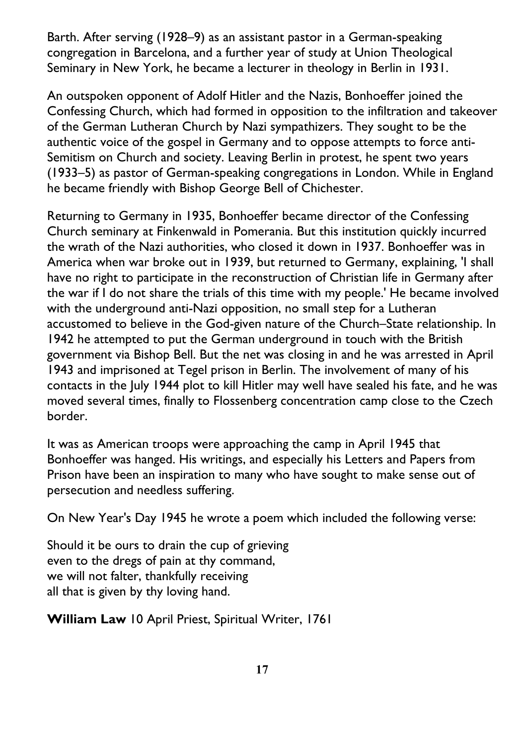Barth. After serving (1928–9) as an assistant pastor in a German-speaking congregation in Barcelona, and a further year of study at Union Theological Seminary in New York, he became a lecturer in theology in Berlin in 1931.

An outspoken opponent of Adolf Hitler and the Nazis, Bonhoeffer joined the Confessing Church, which had formed in opposition to the infiltration and takeover of the German Lutheran Church by Nazi sympathizers. They sought to be the authentic voice of the gospel in Germany and to oppose attempts to force anti-Semitism on Church and society. Leaving Berlin in protest, he spent two years (1933–5) as pastor of German-speaking congregations in London. While in England he became friendly with Bishop George Bell of Chichester.

Returning to Germany in 1935, Bonhoeffer became director of the Confessing Church seminary at Finkenwald in Pomerania. But this institution quickly incurred the wrath of the Nazi authorities, who closed it down in 1937. Bonhoeffer was in America when war broke out in 1939, but returned to Germany, explaining, 'I shall have no right to participate in the reconstruction of Christian life in Germany after the war if I do not share the trials of this time with my people.' He became involved with the underground anti-Nazi opposition, no small step for a Lutheran accustomed to believe in the God-given nature of the Church–State relationship. In 1942 he attempted to put the German underground in touch with the British government via Bishop Bell. But the net was closing in and he was arrested in April 1943 and imprisoned at Tegel prison in Berlin. The involvement of many of his contacts in the July 1944 plot to kill Hitler may well have sealed his fate, and he was moved several times, finally to Flossenberg concentration camp close to the Czech border.

It was as American troops were approaching the camp in April 1945 that Bonhoeffer was hanged. His writings, and especially his Letters and Papers from Prison have been an inspiration to many who have sought to make sense out of persecution and needless suffering.

On New Year's Day 1945 he wrote a poem which included the following verse:

Should it be ours to drain the cup of grieving  
even to the dregs of pain at thy command,  
we will not falter, thankfully receiving  
all that is given by thy loving hand.

**William Law** 10 April Priest, Spiritual Writer, 1761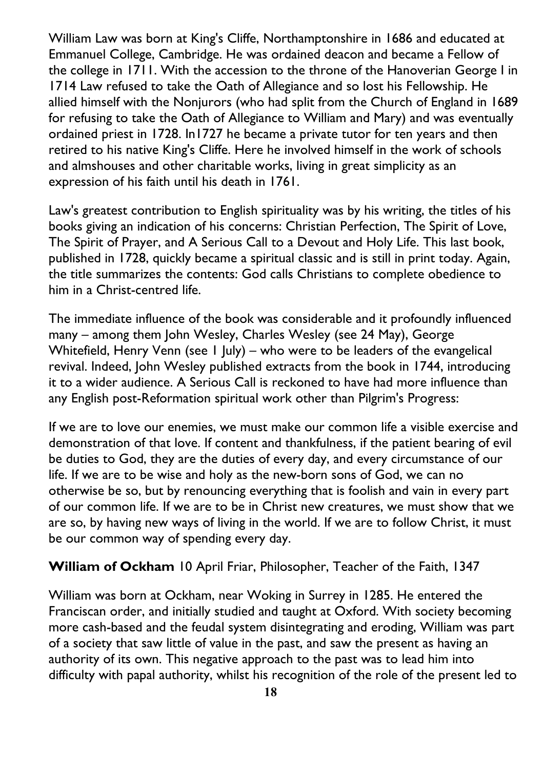William Law was born at King's Cliffe, Northamptonshire in 1686 and educated at Emmanuel College, Cambridge. He was ordained deacon and became a Fellow of the college in 1711. With the accession to the throne of the Hanoverian George I in 1714 Law refused to take the Oath of Allegiance and so lost his Fellowship. He allied himself with the Nonjurors (who had split from the Church of England in 1689 for refusing to take the Oath of Allegiance to William and Mary) and was eventually ordained priest in 1728. In1727 he became a private tutor for ten years and then retired to his native King's Cliffe. Here he involved himself in the work of schools and almshouses and other charitable works, living in great simplicity as an expression of his faith until his death in 1761.

Law's greatest contribution to English spirituality was by his writing, the titles of his books giving an indication of his concerns: Christian Perfection, The Spirit of Love, The Spirit of Prayer, and A Serious Call to a Devout and Holy Life. This last book, published in 1728, quickly became a spiritual classic and is still in print today. Again, the title summarizes the contents: God calls Christians to complete obedience to him in a Christ-centred life.

The immediate influence of the book was considerable and it profoundly influenced many – among them John Wesley, Charles Wesley (see 24 May), George Whitefield, Henry Venn (see 1 July) – who were to be leaders of the evangelical revival. Indeed, John Wesley published extracts from the book in 1744, introducing it to a wider audience. A Serious Call is reckoned to have had more influence than any English post-Reformation spiritual work other than Pilgrim's Progress:

If we are to love our enemies, we must make our common life a visible exercise and demonstration of that love. If content and thankfulness, if the patient bearing of evil be duties to God, they are the duties of every day, and every circumstance of our life. If we are to be wise and holy as the new-born sons of God, we can no otherwise be so, but by renouncing everything that is foolish and vain in every part of our common life. If we are to be in Christ new creatures, we must show that we are so, by having new ways of living in the world. If we are to follow Christ, it must be our common way of spending every day.

**William of Ockham** 10 April Friar, Philosopher, Teacher of the Faith, 1347

William was born at Ockham, near Woking in Surrey in 1285. He entered the Franciscan order, and initially studied and taught at Oxford. With society becoming more cash-based and the feudal system disintegrating and eroding, William was part of a society that saw little of value in the past, and saw the present as having an authority of its own. This negative approach to the past was to lead him into difficulty with papal authority, whilst his recognition of the role of the present led to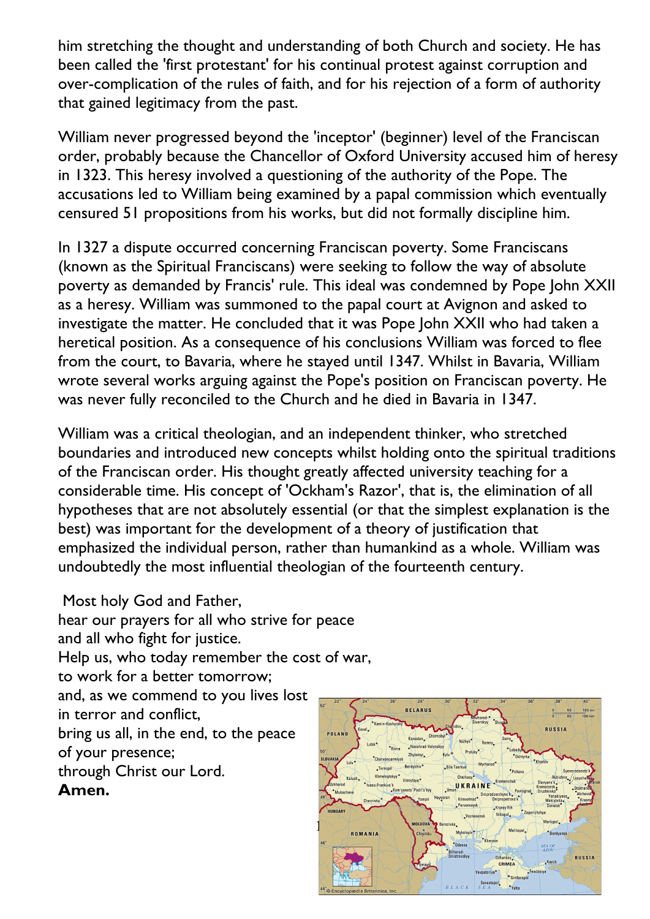him stretching the thought and understanding of both Church and society. He has been called the 'first protestant' for his continual protest against corruption and over-complication of the rules of faith, and for his rejection of a form of authority that gained legitimacy from the past.

William never progressed beyond the 'inceptor' (beginner) level of the Franciscan order, probably because the Chancellor of Oxford University accused him of heresy in 1323. This heresy involved a questioning of the authority of the Pope. The accusations led to William being examined by a papal commission which eventually censured 51 propositions from his works, but did not formally discipline him.

In 1327 a dispute occurred concerning Franciscan poverty. Some Franciscans (known as the Spiritual Franciscans) were seeking to follow the way of absolute poverty as demanded by Francis' rule. This ideal was condemned by Pope John XXII as a heresy. William was summoned to the papal court at Avignon and asked to investigate the matter. He concluded that it was Pope John XXII who had taken a heretical position. As a consequence of his conclusions William was forced to flee from the court, to Bavaria, where he stayed until 1347. Whilst in Bavaria, William wrote several works arguing against the Pope's position on Franciscan poverty. He was never fully reconciled to the Church and he died in Bavaria in 1347.

William was a critical theologian, and an independent thinker, who stretched boundaries and introduced new concepts whilst holding onto the spiritual traditions of the Franciscan order. His thought greatly affected university teaching for a considerable time. His concept of 'Ockham's Razor', that is, the elimination of all hypotheses that are not absolutely essential (or that the simplest explanation is the best) was important for the development of a theory of justification that emphasized the individual person, rather than humankind as a whole. William was undoubtedly the most influential theologian of the fourteenth century.

Most holy God and Father,
hear our prayers for all who strive for peace
and all who fight for justice.
Help us, who today remember the cost of war,
to work for a better tomorrow;
and, as we commend to you lives lost
in terror and conflict,
bring us all, in the end, to the peace
of your presence;
through Christ our Lord.
**Amen.**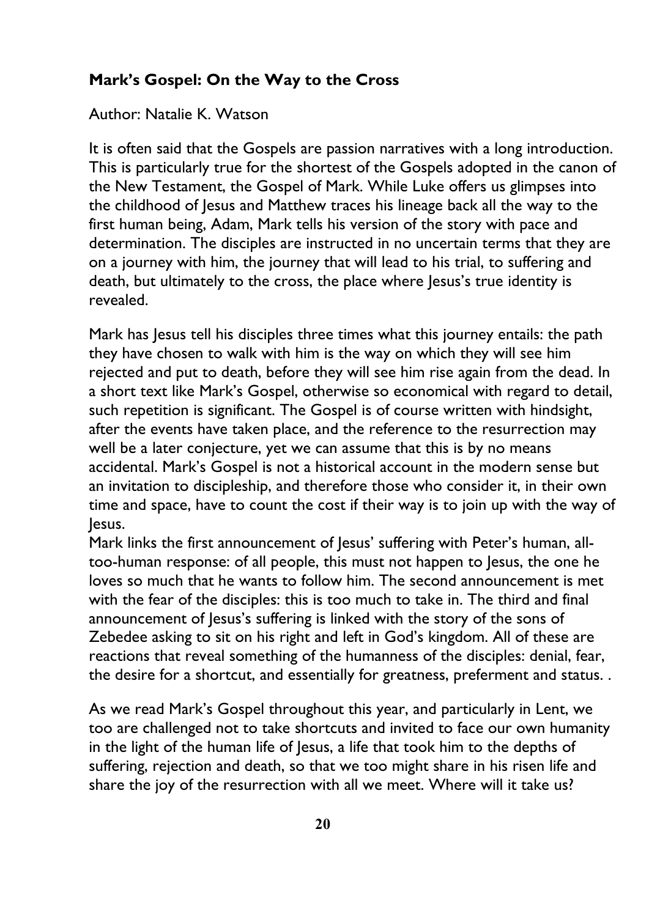## Mark's Gospel: On the Way to the Cross

Author: Natalie K. Watson

It is often said that the Gospels are passion narratives with a long introduction. This is particularly true for the shortest of the Gospels adopted in the canon of the New Testament, the Gospel of Mark. While Luke offers us glimpses into the childhood of Jesus and Matthew traces his lineage back all the way to the first human being, Adam, Mark tells his version of the story with pace and determination. The disciples are instructed in no uncertain terms that they are on a journey with him, the journey that will lead to his trial, to suffering and death, but ultimately to the cross, the place where Jesus's true identity is revealed.

Mark has Jesus tell his disciples three times what this journey entails: the path they have chosen to walk with him is the way on which they will see him rejected and put to death, before they will see him rise again from the dead. In a short text like Mark's Gospel, otherwise so economical with regard to detail, such repetition is significant. The Gospel is of course written with hindsight, after the events have taken place, and the reference to the resurrection may well be a later conjecture, yet we can assume that this is by no means accidental. Mark's Gospel is not a historical account in the modern sense but an invitation to discipleship, and therefore those who consider it, in their own time and space, have to count the cost if their way is to join up with the way of Jesus.

Mark links the first announcement of Jesus' suffering with Peter's human, all-too-human response: of all people, this must not happen to Jesus, the one he loves so much that he wants to follow him. The second announcement is met with the fear of the disciples: this is too much to take in. The third and final announcement of Jesus's suffering is linked with the story of the sons of Zebedee asking to sit on his right and left in God's kingdom. All of these are reactions that reveal something of the humanness of the disciples: denial, fear, the desire for a shortcut, and essentially for greatness, preferment and status. .

As we read Mark's Gospel throughout this year, and particularly in Lent, we too are challenged not to take shortcuts and invited to face our own humanity in the light of the human life of Jesus, a life that took him to the depths of suffering, rejection and death, so that we too might share in his risen life and share the joy of the resurrection with all we meet. Where will it take us?